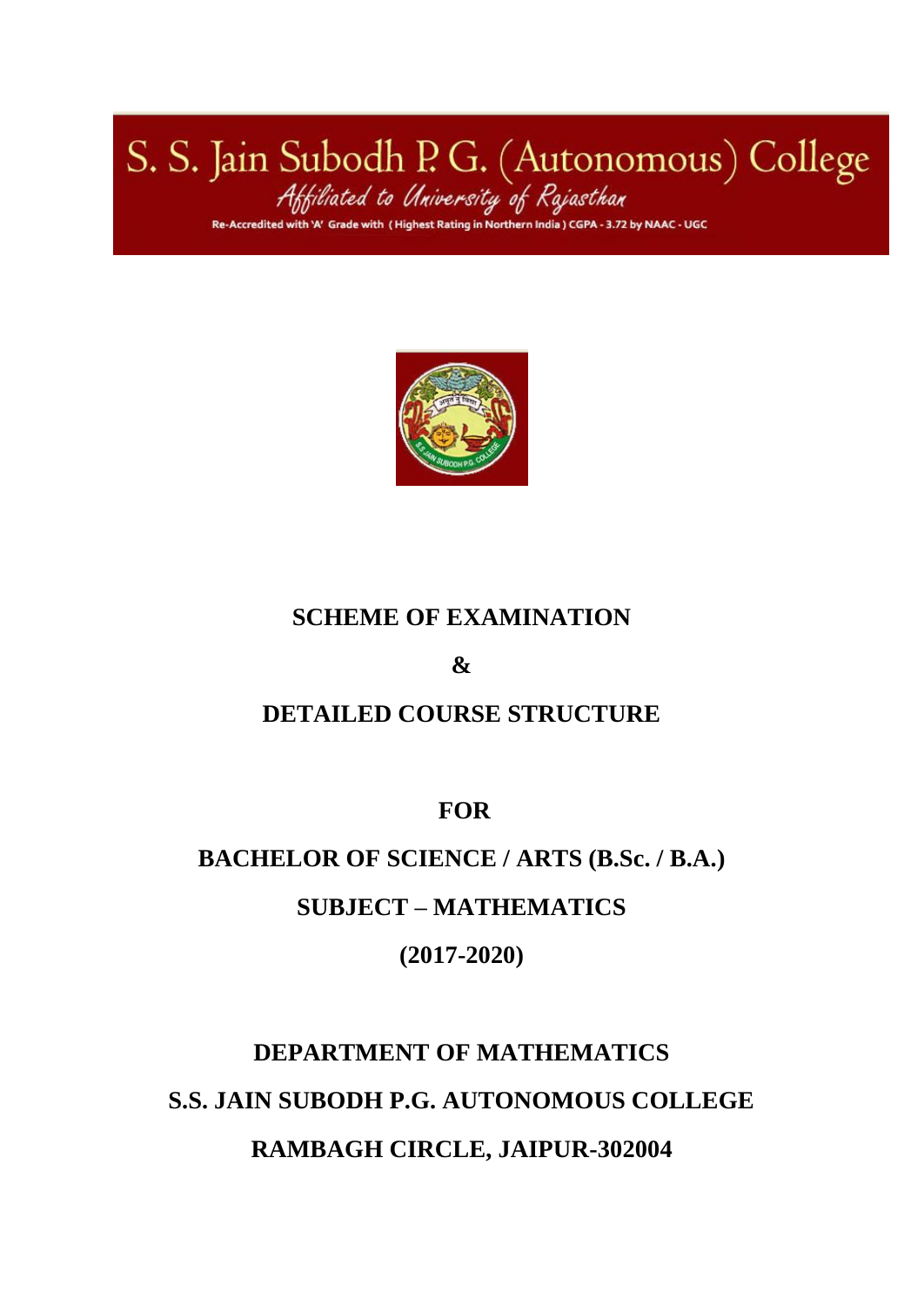# S. S. Jain Subodh P. G. (Autonomous) College

*Affiliated to University of Rajasthan*

Re-Accredited with 'A' Grade with (Highest Rating in Northern India) CGPA - 3.72 by NAAC - UGC

## SCHEME OF EXAMINATION

## &

## DETAILED COURSE STRUCTURE

## FOR

## BACHELOR OF SCIENCE / ARTS (B.Sc. / B.A.)

## SUBJECT – MATHEMATICS

## (2017-2020)

## DEPARTMENT OF MATHEMATICS

## S.S. JAIN SUBODH P.G. AUTONOMOUS COLLEGE

## RAMBAGH CIRCLE, JAIPUR-302004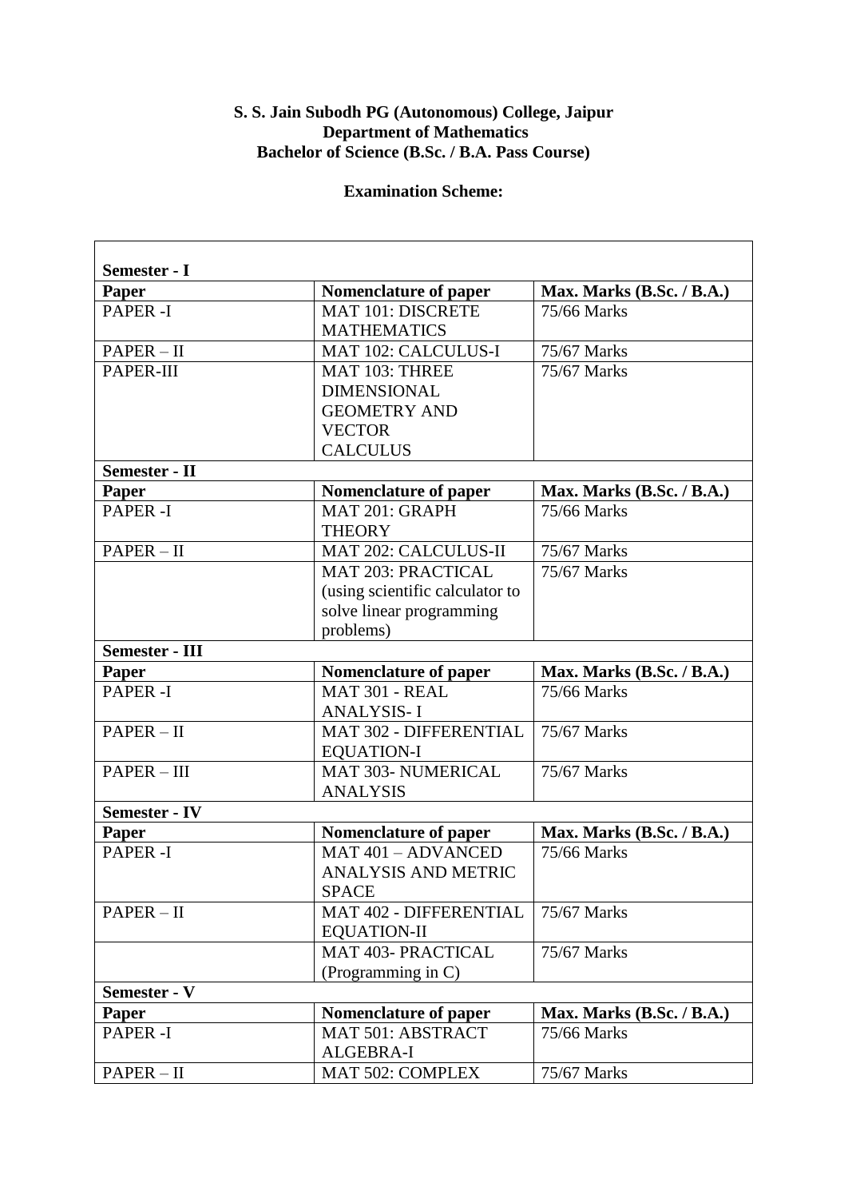**S. S. Jain Subodh PG (Autonomous) College, Jaipur**
**Department of Mathematics**
**Bachelor of Science (B.Sc. / B.A. Pass Course)**

**Examination Scheme:**

| **Semester - I** | | |
|---|---|---|
| **Paper** | **Nomenclature of paper** | **Max. Marks (B.Sc. / B.A.)** |
| PAPER -I | MAT 101: DISCRETE MATHEMATICS | 75/66 Marks |
| PAPER – II | MAT 102: CALCULUS-I | 75/67 Marks |
| PAPER-III | MAT 103: THREE DIMENSIONAL GEOMETRY AND VECTOR CALCULUS | 75/67 Marks |
| **Semester - II** | | |
| **Paper** | **Nomenclature of paper** | **Max. Marks (B.Sc. / B.A.)** |
| PAPER -I | MAT 201: GRAPH THEORY | 75/66 Marks |
| PAPER – II | MAT 202: CALCULUS-II | 75/67 Marks |
| | MAT 203: PRACTICAL (using scientific calculator to solve linear programming problems) | 75/67 Marks |
| **Semester - III** | | |
| **Paper** | **Nomenclature of paper** | **Max. Marks (B.Sc. / B.A.)** |
| PAPER -I | MAT 301 - REAL ANALYSIS- I | 75/66 Marks |
| PAPER – II | MAT 302 - DIFFERENTIAL EQUATION-I | 75/67 Marks |
| PAPER – III | MAT 303- NUMERICAL ANALYSIS | 75/67 Marks |
| **Semester - IV** | | |
| **Paper** | **Nomenclature of paper** | **Max. Marks (B.Sc. / B.A.)** |
| PAPER -I | MAT 401 – ADVANCED ANALYSIS AND METRIC SPACE | 75/66 Marks |
| PAPER – II | MAT 402 - DIFFERENTIAL EQUATION-II | 75/67 Marks |
| | MAT 403- PRACTICAL (Programming in C) | 75/67 Marks |
| **Semester - V** | | |
| **Paper** | **Nomenclature of paper** | **Max. Marks (B.Sc. / B.A.)** |
| PAPER -I | MAT 501: ABSTRACT ALGEBRA-I | 75/66 Marks |
| PAPER – II | MAT 502: COMPLEX | 75/67 Marks |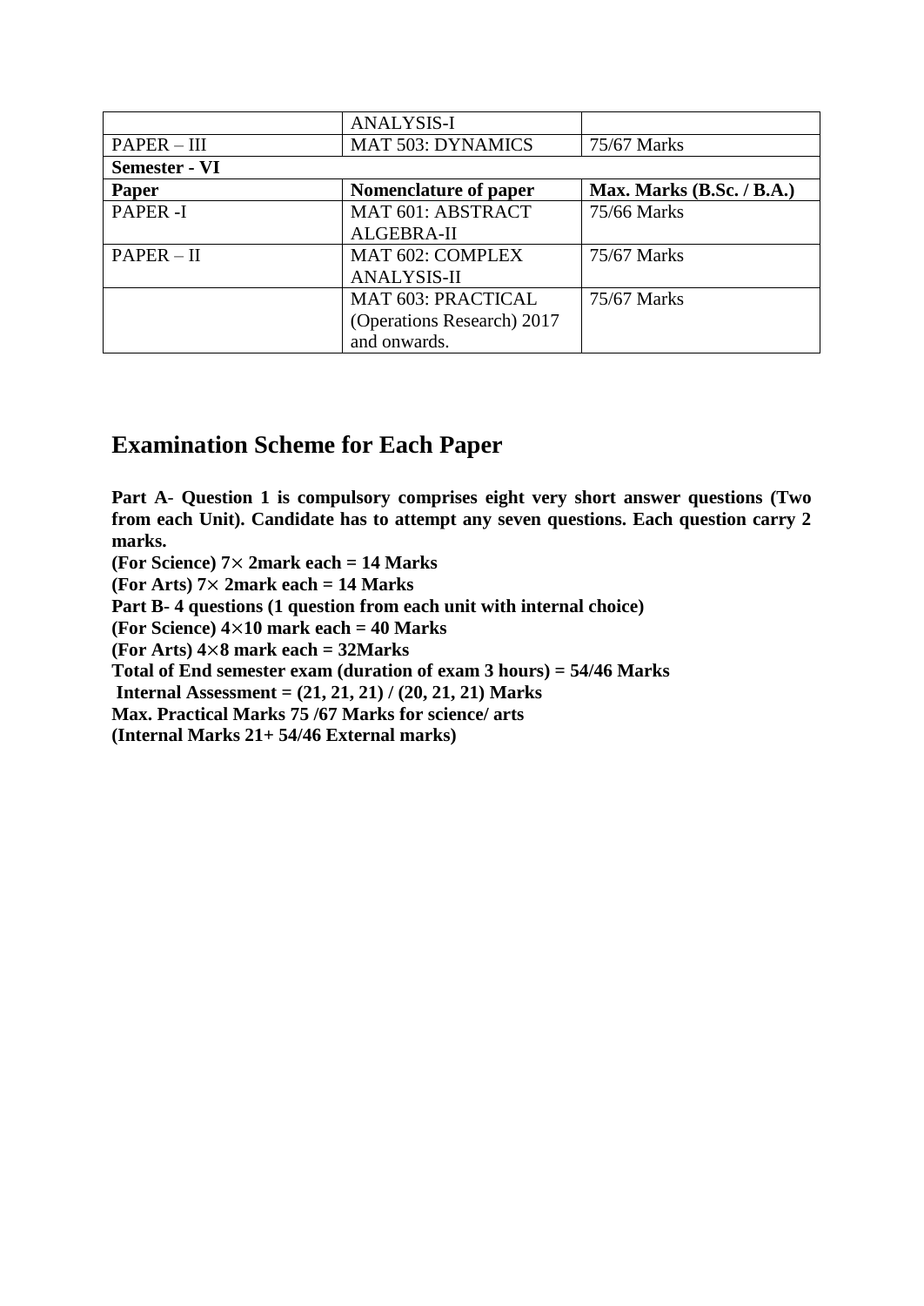| | | |
|---|---|---|
| | ANALYSIS-I | |
| PAPER – III | MAT 503: DYNAMICS | 75/67 Marks |
| **Semester - VI** | | |
| **Paper** | **Nomenclature of paper** | **Max. Marks (B.Sc. / B.A.)** |
| PAPER -I | MAT 601: ABSTRACT ALGEBRA-II | 75/66 Marks |
| PAPER – II | MAT 602: COMPLEX ANALYSIS-II | 75/67 Marks |
| | MAT 603: PRACTICAL (Operations Research) 2017 and onwards. | 75/67 Marks |

## Examination Scheme for Each Paper

**Part A- Question 1 is compulsory comprises eight very short answer questions (Two from each Unit). Candidate has to attempt any seven questions. Each question carry 2 marks.**

**(For Science) $7\times$ 2mark each = 14 Marks**

**(For Arts) $7\times$ 2mark each = 14 Marks**

**Part B- 4 questions (1 question from each unit with internal choice)**

**(For Science) $4\times10$ mark each = 40 Marks**

**(For Arts) $4\times8$ mark each = 32Marks**

**Total of End semester exam (duration of exam 3 hours) = 54/46 Marks**

**Internal Assessment = (21, 21, 21) / (20, 21, 21) Marks**

**Max. Practical Marks 75 /67 Marks for science/ arts**

**(Internal Marks 21+ 54/46 External marks)**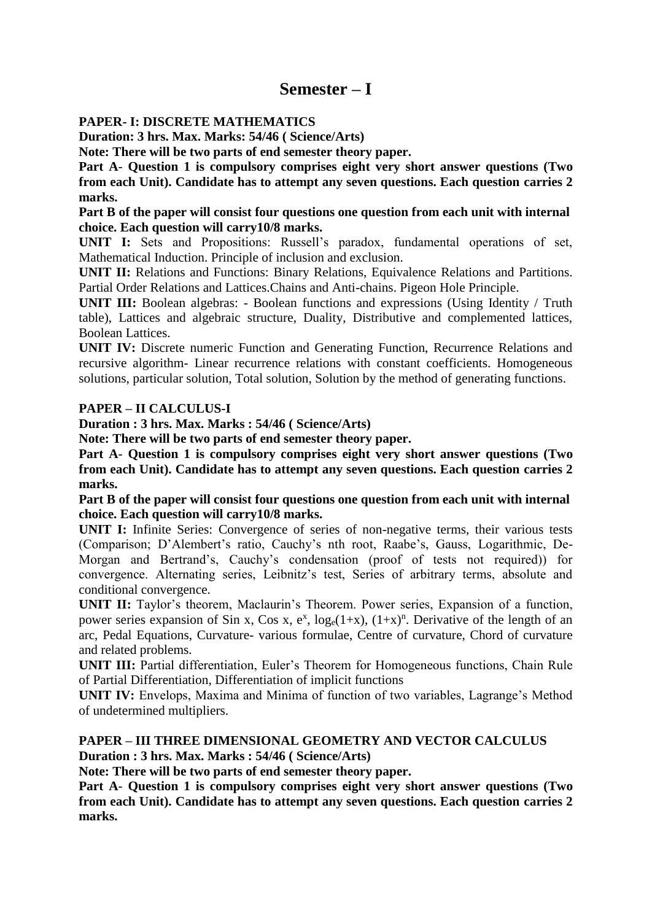# Semester – I

**PAPER- I: DISCRETE MATHEMATICS**

**Duration: 3 hrs. Max. Marks: 54/46 ( Science/Arts)**

**Note: There will be two parts of end semester theory paper.**

**Part A- Question 1 is compulsory comprises eight very short answer questions (Two from each Unit). Candidate has to attempt any seven questions. Each question carries 2 marks.**

**Part B of the paper will consist four questions one question from each unit with internal choice. Each question will carry10/8 marks.**

**UNIT I:** Sets and Propositions: Russell's paradox, fundamental operations of set, Mathematical Induction. Principle of inclusion and exclusion.

**UNIT II:** Relations and Functions: Binary Relations, Equivalence Relations and Partitions. Partial Order Relations and Lattices.Chains and Anti-chains. Pigeon Hole Principle.

**UNIT III:** Boolean algebras: - Boolean functions and expressions (Using Identity / Truth table), Lattices and algebraic structure, Duality, Distributive and complemented lattices, Boolean Lattices.

**UNIT IV:** Discrete numeric Function and Generating Function, Recurrence Relations and recursive algorithm- Linear recurrence relations with constant coefficients. Homogeneous solutions, particular solution, Total solution, Solution by the method of generating functions.

**PAPER – II CALCULUS-I**

**Duration : 3 hrs. Max. Marks : 54/46 ( Science/Arts)**

**Note: There will be two parts of end semester theory paper.**

**Part A- Question 1 is compulsory comprises eight very short answer questions (Two from each Unit). Candidate has to attempt any seven questions. Each question carries 2 marks.**

**Part B of the paper will consist four questions one question from each unit with internal choice. Each question will carry10/8 marks.**

**UNIT I:** Infinite Series: Convergence of series of non-negative terms, their various tests (Comparison; D'Alembert's ratio, Cauchy's nth root, Raabe's, Gauss, Logarithmic, De-Morgan and Bertrand's, Cauchy's condensation (proof of tests not required)) for convergence. Alternating series, Leibnitz's test, Series of arbitrary terms, absolute and conditional convergence.

**UNIT II:** Taylor's theorem, Maclaurin's Theorem. Power series, Expansion of a function, power series expansion of Sin x, Cos x, $e^x$, $\log_e(1+x)$, $(1+x)^n$. Derivative of the length of an arc, Pedal Equations, Curvature- various formulae, Centre of curvature, Chord of curvature and related problems.

**UNIT III:** Partial differentiation, Euler's Theorem for Homogeneous functions, Chain Rule of Partial Differentiation, Differentiation of implicit functions

**UNIT IV:** Envelops, Maxima and Minima of function of two variables, Lagrange's Method of undetermined multipliers.

**PAPER – III THREE DIMENSIONAL GEOMETRY AND VECTOR CALCULUS**

**Duration : 3 hrs. Max. Marks : 54/46 ( Science/Arts)**

**Note: There will be two parts of end semester theory paper.**

**Part A- Question 1 is compulsory comprises eight very short answer questions (Two from each Unit). Candidate has to attempt any seven questions. Each question carries 2 marks.**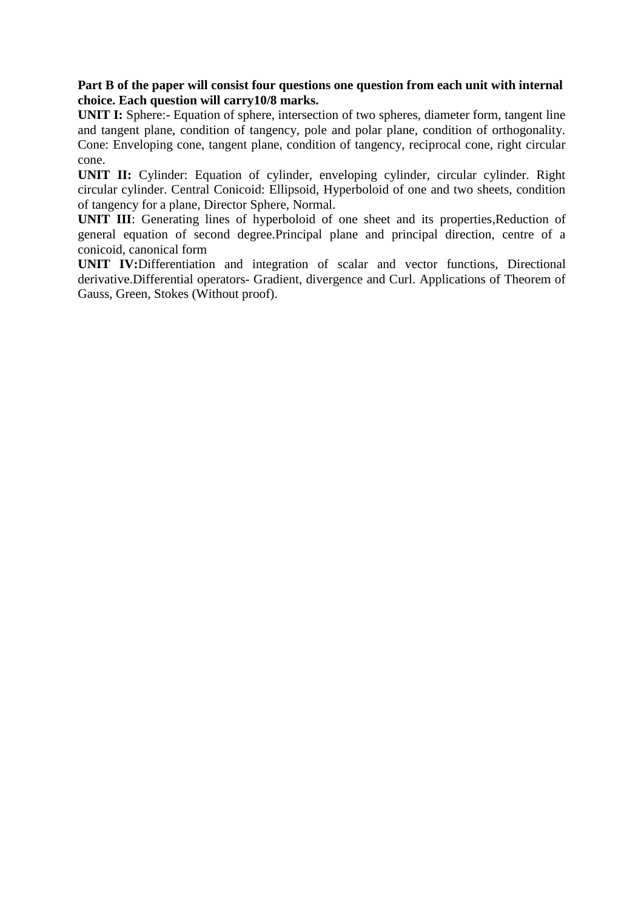**Part B of the paper will consist four questions one question from each unit with internal choice. Each question will carry10/8 marks.**

**UNIT I:** Sphere:- Equation of sphere, intersection of two spheres, diameter form, tangent line and tangent plane, condition of tangency, pole and polar plane, condition of orthogonality. Cone: Enveloping cone, tangent plane, condition of tangency, reciprocal cone, right circular cone.

**UNIT II:** Cylinder: Equation of cylinder, enveloping cylinder, circular cylinder. Right circular cylinder. Central Conicoid: Ellipsoid, Hyperboloid of one and two sheets, condition of tangency for a plane, Director Sphere, Normal.

**UNIT III**: Generating lines of hyperboloid of one sheet and its properties,Reduction of general equation of second degree.Principal plane and principal direction, centre of a conicoid, canonical form

**UNIT IV:**Differentiation and integration of scalar and vector functions, Directional derivative.Differential operators- Gradient, divergence and Curl. Applications of Theorem of Gauss, Green, Stokes (Without proof).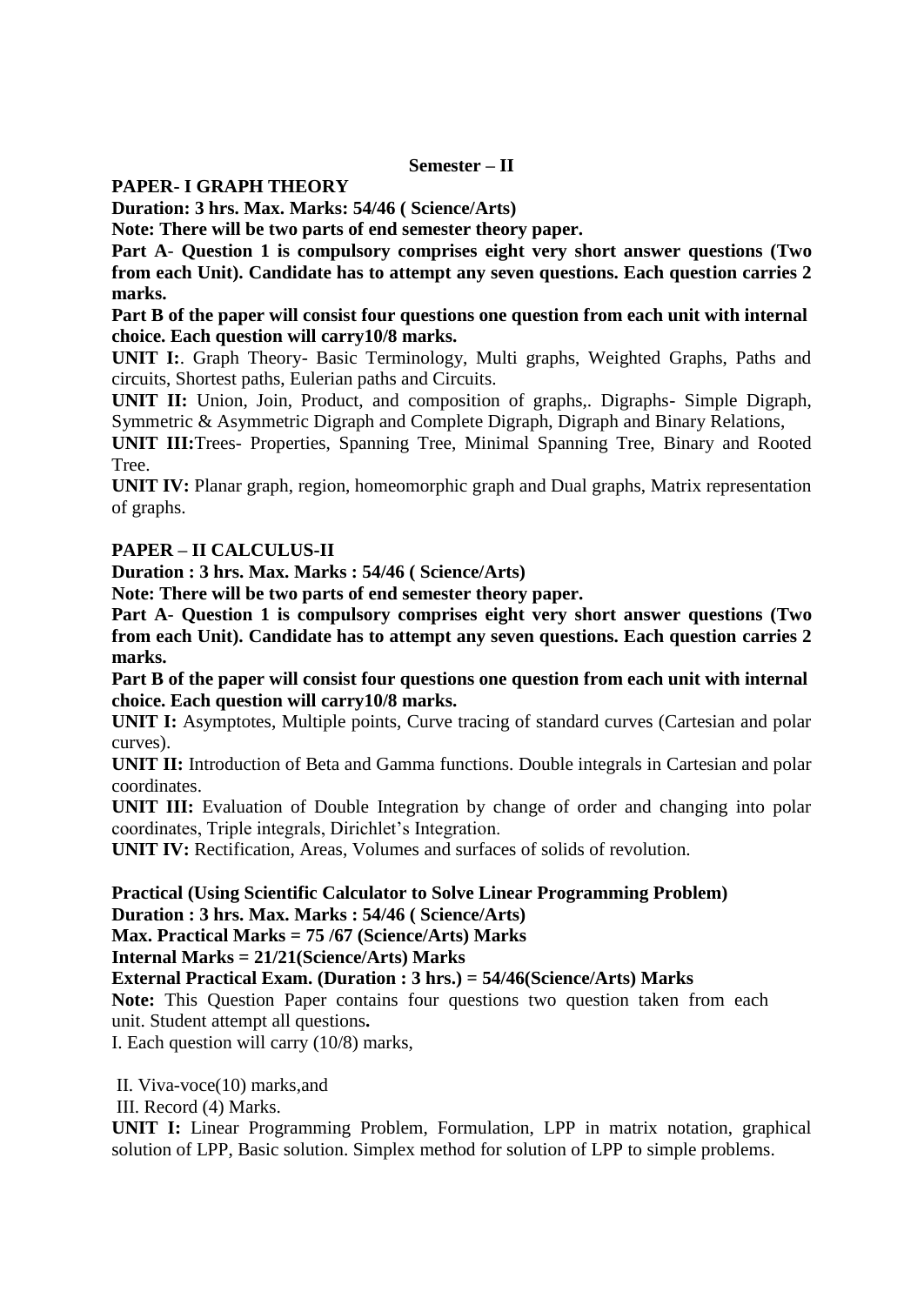**Semester – II**

**PAPER- I GRAPH THEORY**

**Duration: 3 hrs. Max. Marks: 54/46 ( Science/Arts)**

**Note: There will be two parts of end semester theory paper.**

**Part A- Question 1 is compulsory comprises eight very short answer questions (Two from each Unit). Candidate has to attempt any seven questions. Each question carries 2 marks.**

**Part B of the paper will consist four questions one question from each unit with internal choice. Each question will carry10/8 marks.**

**UNIT I:**. Graph Theory- Basic Terminology, Multi graphs, Weighted Graphs, Paths and circuits, Shortest paths, Eulerian paths and Circuits.

**UNIT II:** Union, Join, Product, and composition of graphs,. Digraphs- Simple Digraph, Symmetric & Asymmetric Digraph and Complete Digraph, Digraph and Binary Relations,

**UNIT III:**Trees- Properties, Spanning Tree, Minimal Spanning Tree, Binary and Rooted Tree.

**UNIT IV:** Planar graph, region, homeomorphic graph and Dual graphs, Matrix representation of graphs.

**PAPER – II CALCULUS-II**

**Duration : 3 hrs. Max. Marks : 54/46 ( Science/Arts)**

**Note: There will be two parts of end semester theory paper.**

**Part A- Question 1 is compulsory comprises eight very short answer questions (Two from each Unit). Candidate has to attempt any seven questions. Each question carries 2 marks.**

**Part B of the paper will consist four questions one question from each unit with internal choice. Each question will carry10/8 marks.**

**UNIT I:** Asymptotes, Multiple points, Curve tracing of standard curves (Cartesian and polar curves).

**UNIT II:** Introduction of Beta and Gamma functions. Double integrals in Cartesian and polar coordinates.

**UNIT III:** Evaluation of Double Integration by change of order and changing into polar coordinates, Triple integrals, Dirichlet's Integration.

**UNIT IV:** Rectification, Areas, Volumes and surfaces of solids of revolution.

**Practical (Using Scientific Calculator to Solve Linear Programming Problem)**

**Duration : 3 hrs. Max. Marks : 54/46 ( Science/Arts)**

**Max. Practical Marks = 75 /67 (Science/Arts) Marks**

**Internal Marks = 21/21(Science/Arts) Marks**

**External Practical Exam. (Duration : 3 hrs.) = 54/46(Science/Arts) Marks**

**Note:** This Question Paper contains four questions two question taken from each unit. Student attempt all questions**.**

I. Each question will carry (10/8) marks,

II. Viva-voce(10) marks,and

III. Record (4) Marks.

**UNIT I:** Linear Programming Problem, Formulation, LPP in matrix notation, graphical solution of LPP, Basic solution. Simplex method for solution of LPP to simple problems.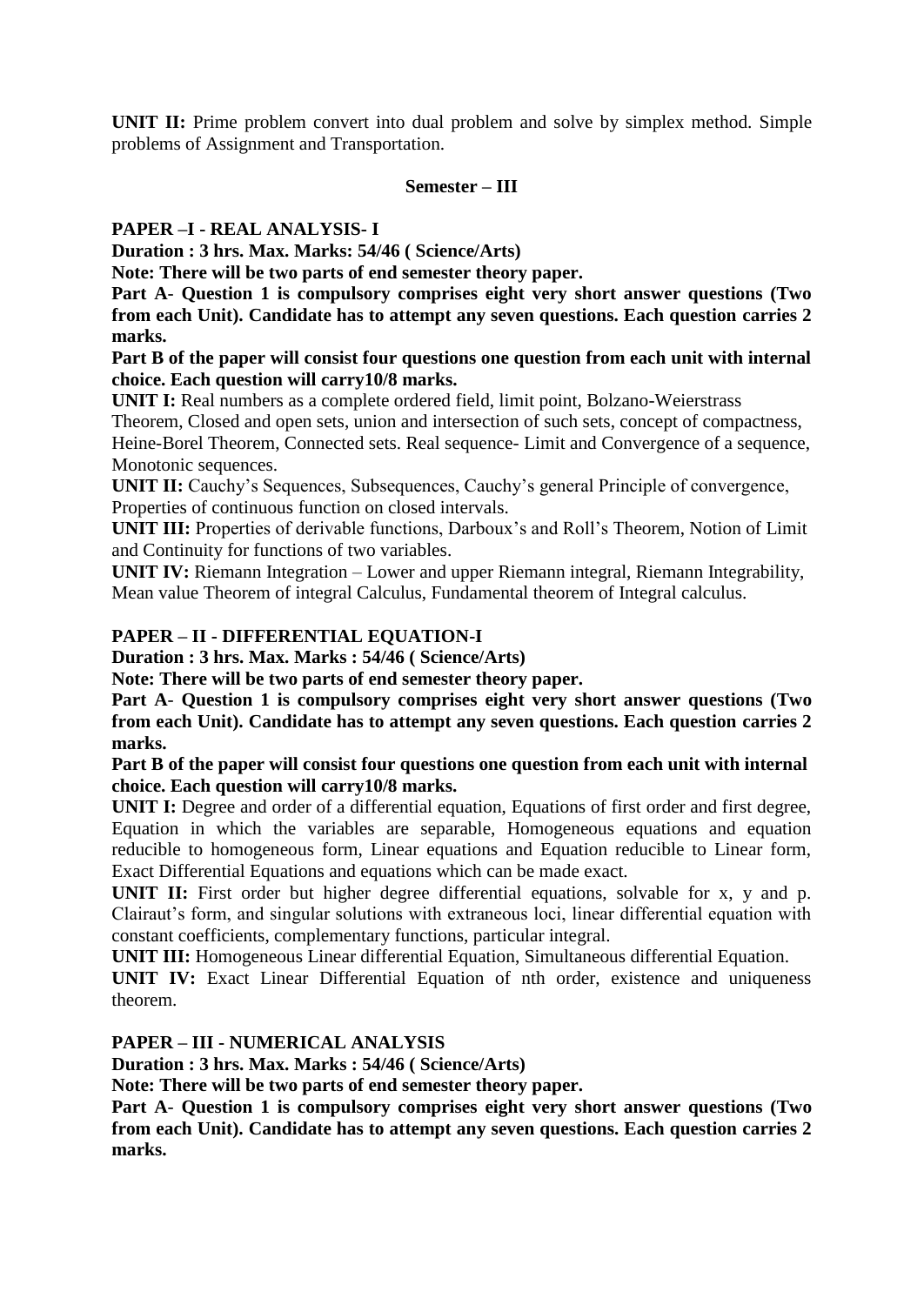**UNIT II:** Prime problem convert into dual problem and solve by simplex method. Simple problems of Assignment and Transportation.

## Semester – III

### PAPER –I - REAL ANALYSIS- I

**Duration : 3 hrs. Max. Marks: 54/46 ( Science/Arts)**

**Note: There will be two parts of end semester theory paper.**

**Part A- Question 1 is compulsory comprises eight very short answer questions (Two from each Unit). Candidate has to attempt any seven questions. Each question carries 2 marks.**

**Part B of the paper will consist four questions one question from each unit with internal choice. Each question will carry10/8 marks.**

**UNIT I:** Real numbers as a complete ordered field, limit point, Bolzano-Weierstrass Theorem, Closed and open sets, union and intersection of such sets, concept of compactness, Heine-Borel Theorem, Connected sets. Real sequence- Limit and Convergence of a sequence, Monotonic sequences.

**UNIT II:** Cauchy's Sequences, Subsequences, Cauchy's general Principle of convergence, Properties of continuous function on closed intervals.

**UNIT III:** Properties of derivable functions, Darboux's and Roll's Theorem, Notion of Limit and Continuity for functions of two variables.

**UNIT IV:** Riemann Integration – Lower and upper Riemann integral, Riemann Integrability, Mean value Theorem of integral Calculus, Fundamental theorem of Integral calculus.

### PAPER – II - DIFFERENTIAL EQUATION-I

**Duration : 3 hrs. Max. Marks : 54/46 ( Science/Arts)**

**Note: There will be two parts of end semester theory paper.**

**Part A- Question 1 is compulsory comprises eight very short answer questions (Two from each Unit). Candidate has to attempt any seven questions. Each question carries 2 marks.**

**Part B of the paper will consist four questions one question from each unit with internal choice. Each question will carry10/8 marks.**

**UNIT I:** Degree and order of a differential equation, Equations of first order and first degree, Equation in which the variables are separable, Homogeneous equations and equation reducible to homogeneous form, Linear equations and Equation reducible to Linear form, Exact Differential Equations and equations which can be made exact.

**UNIT II:** First order but higher degree differential equations, solvable for x, y and p. Clairaut's form, and singular solutions with extraneous loci, linear differential equation with constant coefficients, complementary functions, particular integral.

**UNIT III:** Homogeneous Linear differential Equation, Simultaneous differential Equation.

**UNIT IV:** Exact Linear Differential Equation of nth order, existence and uniqueness theorem.

### PAPER – III - NUMERICAL ANALYSIS

**Duration : 3 hrs. Max. Marks : 54/46 ( Science/Arts)**

**Note: There will be two parts of end semester theory paper.**

**Part A- Question 1 is compulsory comprises eight very short answer questions (Two from each Unit). Candidate has to attempt any seven questions. Each question carries 2 marks.**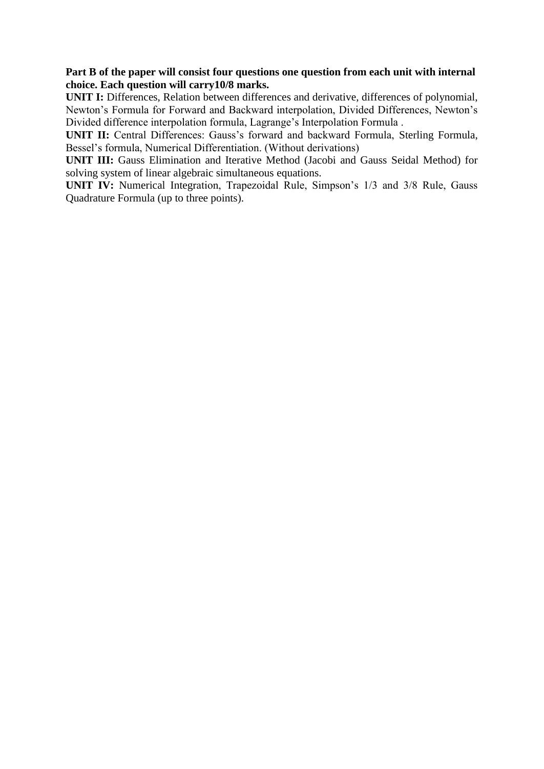**Part B of the paper will consist four questions one question from each unit with internal choice. Each question will carry10/8 marks.**

**UNIT I:** Differences, Relation between differences and derivative, differences of polynomial, Newton's Formula for Forward and Backward interpolation, Divided Differences, Newton's Divided difference interpolation formula, Lagrange's Interpolation Formula .

**UNIT II:** Central Differences: Gauss's forward and backward Formula, Sterling Formula, Bessel's formula, Numerical Differentiation. (Without derivations)

**UNIT III:** Gauss Elimination and Iterative Method (Jacobi and Gauss Seidal Method) for solving system of linear algebraic simultaneous equations.

**UNIT IV:** Numerical Integration, Trapezoidal Rule, Simpson's 1/3 and 3/8 Rule, Gauss Quadrature Formula (up to three points).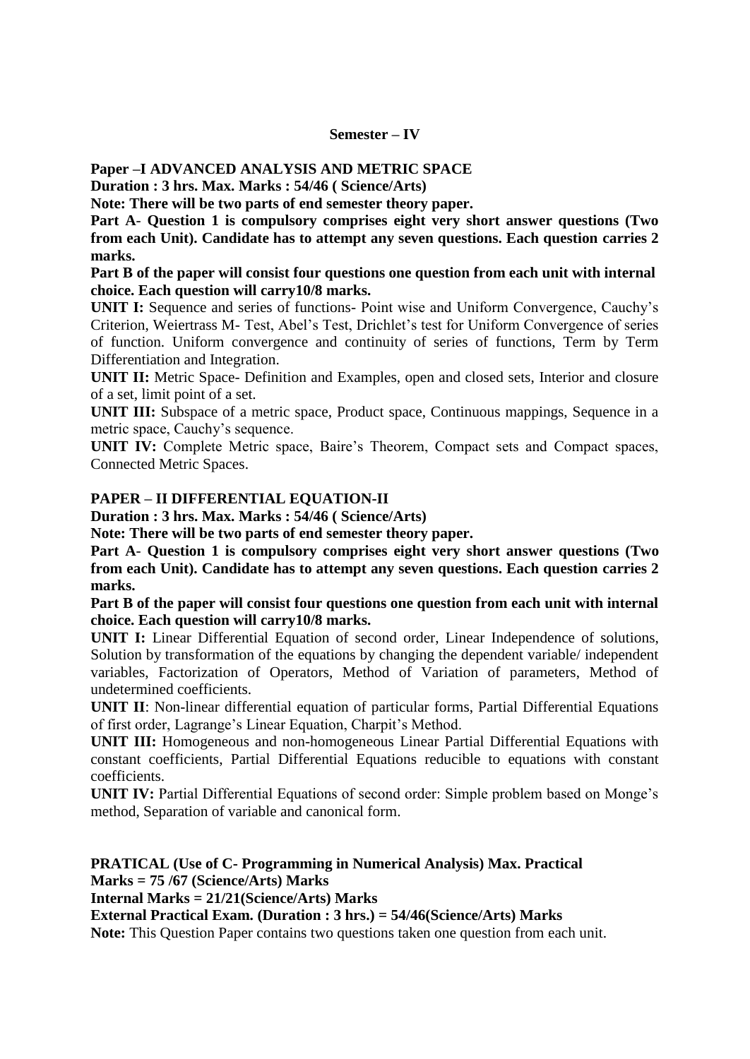## Semester – IV

**Paper –I ADVANCED ANALYSIS AND METRIC SPACE**

**Duration : 3 hrs. Max. Marks : 54/46 ( Science/Arts)**

**Note: There will be two parts of end semester theory paper.**

**Part A- Question 1 is compulsory comprises eight very short answer questions (Two from each Unit). Candidate has to attempt any seven questions. Each question carries 2 marks.**

**Part B of the paper will consist four questions one question from each unit with internal choice. Each question will carry10/8 marks.**

**UNIT I:** Sequence and series of functions- Point wise and Uniform Convergence, Cauchy's Criterion, Weiertrass M- Test, Abel's Test, Drichlet's test for Uniform Convergence of series of function. Uniform convergence and continuity of series of functions, Term by Term Differentiation and Integration.

**UNIT II:** Metric Space- Definition and Examples, open and closed sets, Interior and closure of a set, limit point of a set.

**UNIT III:** Subspace of a metric space, Product space, Continuous mappings, Sequence in a metric space, Cauchy's sequence.

**UNIT IV:** Complete Metric space, Baire's Theorem, Compact sets and Compact spaces, Connected Metric Spaces.

**PAPER – II DIFFERENTIAL EQUATION-II**

**Duration : 3 hrs. Max. Marks : 54/46 ( Science/Arts)**

**Note: There will be two parts of end semester theory paper.**

**Part A- Question 1 is compulsory comprises eight very short answer questions (Two from each Unit). Candidate has to attempt any seven questions. Each question carries 2 marks.**

**Part B of the paper will consist four questions one question from each unit with internal choice. Each question will carry10/8 marks.**

**UNIT I:** Linear Differential Equation of second order, Linear Independence of solutions, Solution by transformation of the equations by changing the dependent variable/ independent variables, Factorization of Operators, Method of Variation of parameters, Method of undetermined coefficients.

**UNIT II**: Non-linear differential equation of particular forms, Partial Differential Equations of first order, Lagrange's Linear Equation, Charpit's Method.

**UNIT III:** Homogeneous and non-homogeneous Linear Partial Differential Equations with constant coefficients, Partial Differential Equations reducible to equations with constant coefficients.

**UNIT IV:** Partial Differential Equations of second order: Simple problem based on Monge's method, Separation of variable and canonical form.

**PRATICAL (Use of C- Programming in Numerical Analysis) Max. Practical Marks = 75 /67 (Science/Arts) Marks**

**Internal Marks = 21/21(Science/Arts) Marks**

**External Practical Exam. (Duration : 3 hrs.) = 54/46(Science/Arts) Marks**

**Note:** This Question Paper contains two questions taken one question from each unit.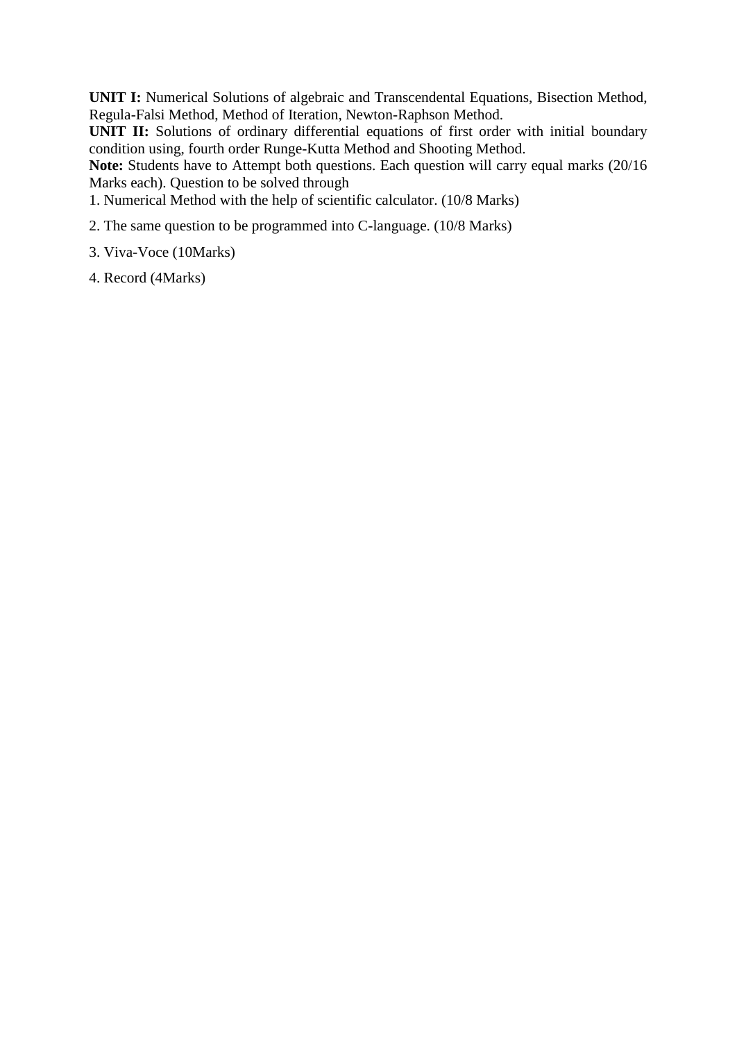**UNIT I:** Numerical Solutions of algebraic and Transcendental Equations, Bisection Method, Regula-Falsi Method, Method of Iteration, Newton-Raphson Method.

**UNIT II:** Solutions of ordinary differential equations of first order with initial boundary condition using, fourth order Runge-Kutta Method and Shooting Method.

**Note:** Students have to Attempt both questions. Each question will carry equal marks (20/16 Marks each). Question to be solved through

1. Numerical Method with the help of scientific calculator. (10/8 Marks)
2. The same question to be programmed into C-language. (10/8 Marks)
3. Viva-Voce (10Marks)
4. Record (4Marks)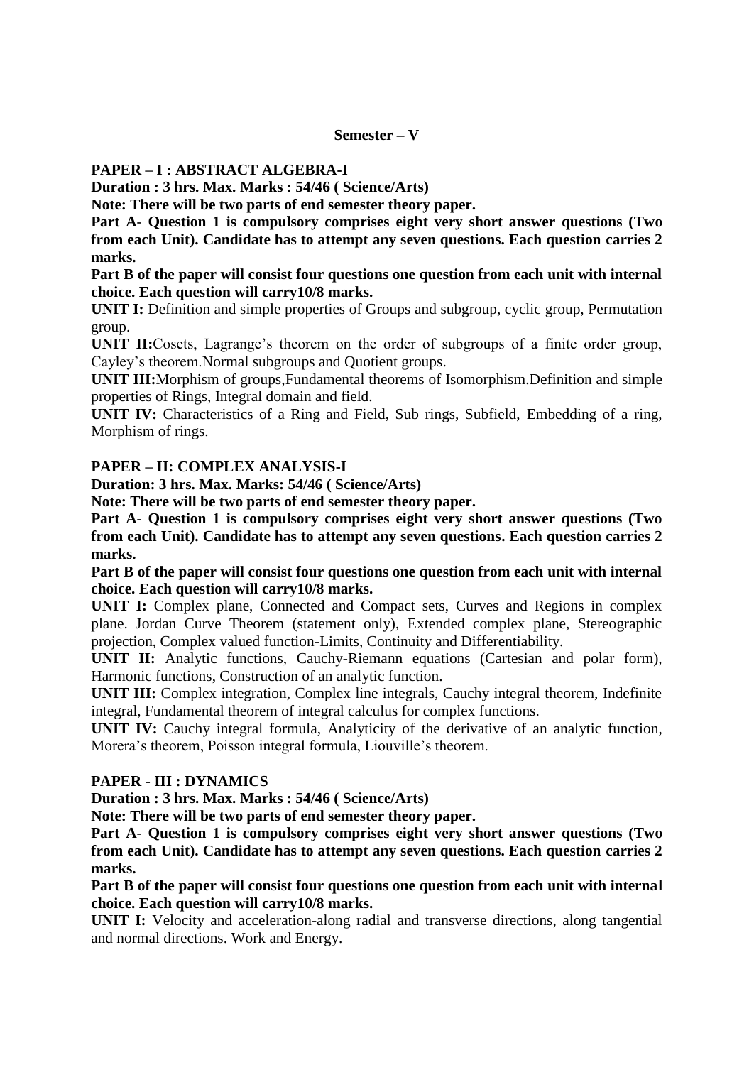## Semester – V

### PAPER – I : ABSTRACT ALGEBRA-I

**Duration : 3 hrs. Max. Marks : 54/46 ( Science/Arts)**

**Note: There will be two parts of end semester theory paper.**

**Part A- Question 1 is compulsory comprises eight very short answer questions (Two from each Unit). Candidate has to attempt any seven questions. Each question carries 2 marks.**

**Part B of the paper will consist four questions one question from each unit with internal choice. Each question will carry10/8 marks.**

**UNIT I:** Definition and simple properties of Groups and subgroup, cyclic group, Permutation group.

**UNIT II:**Cosets, Lagrange's theorem on the order of subgroups of a finite order group, Cayley's theorem.Normal subgroups and Quotient groups.

**UNIT III:**Morphism of groups,Fundamental theorems of Isomorphism.Definition and simple properties of Rings, Integral domain and field.

**UNIT IV:** Characteristics of a Ring and Field, Sub rings, Subfield, Embedding of a ring, Morphism of rings.

### PAPER – II: COMPLEX ANALYSIS-I

**Duration: 3 hrs. Max. Marks: 54/46 ( Science/Arts)**

**Note: There will be two parts of end semester theory paper.**

**Part A- Question 1 is compulsory comprises eight very short answer questions (Two from each Unit). Candidate has to attempt any seven questions. Each question carries 2 marks.**

**Part B of the paper will consist four questions one question from each unit with internal choice. Each question will carry10/8 marks.**

**UNIT I:** Complex plane, Connected and Compact sets, Curves and Regions in complex plane. Jordan Curve Theorem (statement only), Extended complex plane, Stereographic projection, Complex valued function-Limits, Continuity and Differentiability.

**UNIT II:** Analytic functions, Cauchy-Riemann equations (Cartesian and polar form), Harmonic functions, Construction of an analytic function.

**UNIT III:** Complex integration, Complex line integrals, Cauchy integral theorem, Indefinite integral, Fundamental theorem of integral calculus for complex functions.

**UNIT IV:** Cauchy integral formula, Analyticity of the derivative of an analytic function, Morera's theorem, Poisson integral formula, Liouville's theorem.

### PAPER - III : DYNAMICS

**Duration : 3 hrs. Max. Marks : 54/46 ( Science/Arts)**

**Note: There will be two parts of end semester theory paper.**

**Part A- Question 1 is compulsory comprises eight very short answer questions (Two from each Unit). Candidate has to attempt any seven questions. Each question carries 2 marks.**

**Part B of the paper will consist four questions one question from each unit with internal choice. Each question will carry10/8 marks.**

**UNIT I:** Velocity and acceleration-along radial and transverse directions, along tangential and normal directions. Work and Energy.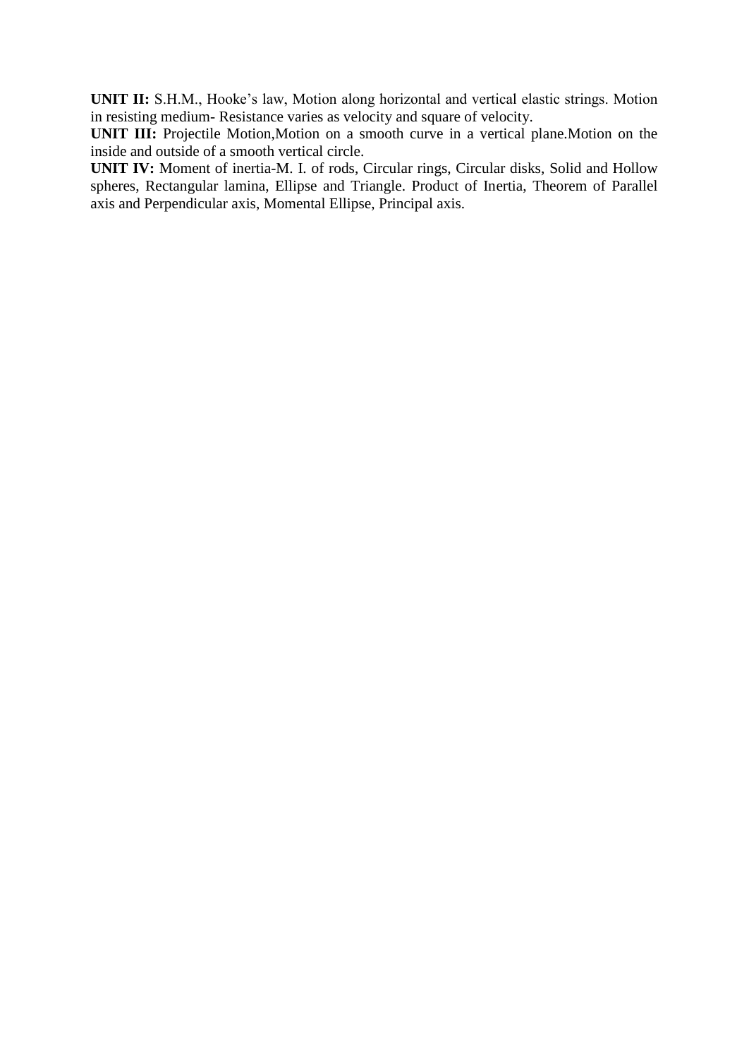**UNIT II:** S.H.M., Hooke's law, Motion along horizontal and vertical elastic strings. Motion in resisting medium- Resistance varies as velocity and square of velocity.

**UNIT III:** Projectile Motion,Motion on a smooth curve in a vertical plane.Motion on the inside and outside of a smooth vertical circle.

**UNIT IV:** Moment of inertia-M. I. of rods, Circular rings, Circular disks, Solid and Hollow spheres, Rectangular lamina, Ellipse and Triangle. Product of Inertia, Theorem of Parallel axis and Perpendicular axis, Momental Ellipse, Principal axis.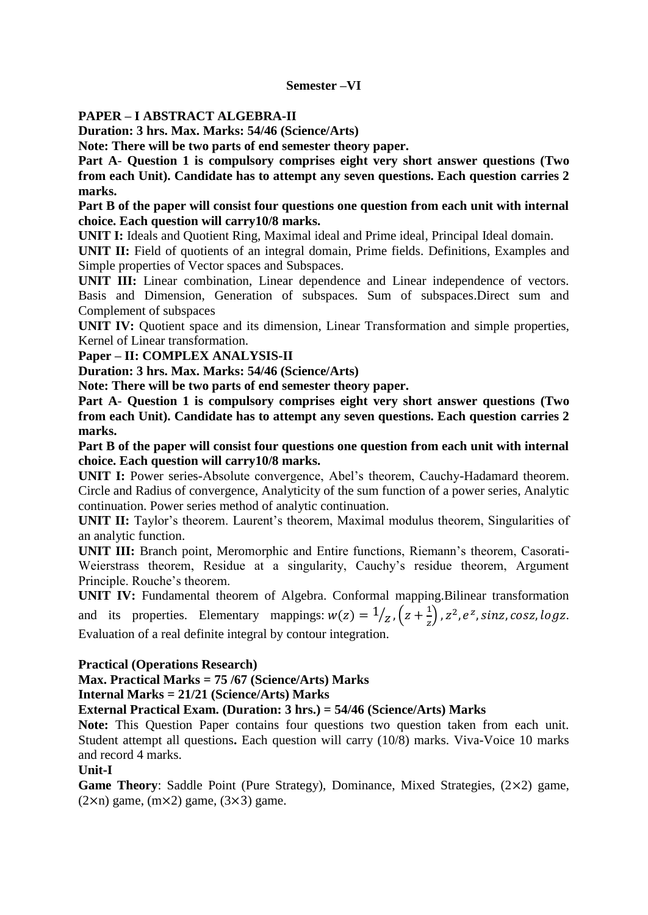**Semester –VI**

**PAPER – I ABSTRACT ALGEBRA-II**

**Duration: 3 hrs. Max. Marks: 54/46 (Science/Arts)**

**Note: There will be two parts of end semester theory paper.**

**Part A- Question 1 is compulsory comprises eight very short answer questions (Two from each Unit). Candidate has to attempt any seven questions. Each question carries 2 marks.**

**Part B of the paper will consist four questions one question from each unit with internal choice. Each question will carry10/8 marks.**

**UNIT I:** Ideals and Quotient Ring, Maximal ideal and Prime ideal, Principal Ideal domain.

**UNIT II:** Field of quotients of an integral domain, Prime fields. Definitions, Examples and Simple properties of Vector spaces and Subspaces.

**UNIT III:** Linear combination, Linear dependence and Linear independence of vectors. Basis and Dimension, Generation of subspaces. Sum of subspaces.Direct sum and Complement of subspaces

**UNIT IV:** Quotient space and its dimension, Linear Transformation and simple properties, Kernel of Linear transformation.

**Paper – II: COMPLEX ANALYSIS-II**

**Duration: 3 hrs. Max. Marks: 54/46 (Science/Arts)**

**Note: There will be two parts of end semester theory paper.**

**Part A- Question 1 is compulsory comprises eight very short answer questions (Two from each Unit). Candidate has to attempt any seven questions. Each question carries 2 marks.**

**Part B of the paper will consist four questions one question from each unit with internal choice. Each question will carry10/8 marks.**

**UNIT I:** Power series-Absolute convergence, Abel's theorem, Cauchy-Hadamard theorem. Circle and Radius of convergence, Analyticity of the sum function of a power series, Analytic continuation. Power series method of analytic continuation.

**UNIT II:** Taylor's theorem. Laurent's theorem, Maximal modulus theorem, Singularities of an analytic function.

**UNIT III:** Branch point, Meromorphic and Entire functions, Riemann's theorem, Casorati-Weierstrass theorem, Residue at a singularity, Cauchy's residue theorem, Argument Principle. Rouche's theorem.

**UNIT IV:** Fundamental theorem of Algebra. Conformal mapping.Bilinear transformation and its properties. Elementary mappings: $w(z) = 1/_z, \left(z + \frac{1}{z}\right), z^2, e^z, sinz, cosz, logz$. Evaluation of a real definite integral by contour integration.

**Practical (Operations Research)**

**Max. Practical Marks = 75 /67 (Science/Arts) Marks**

**Internal Marks = 21/21 (Science/Arts) Marks**

**External Practical Exam. (Duration: 3 hrs.) = 54/46 (Science/Arts) Marks**

**Note:** This Question Paper contains four questions two question taken from each unit. Student attempt all questions**.** Each question will carry (10/8) marks. Viva-Voice 10 marks and record 4 marks.

**Unit-I**

**Game Theory**: Saddle Point (Pure Strategy), Dominance, Mixed Strategies, $(2\times2)$ game, $(2\times n)$ game, $(m\times2)$ game, $(3\times3)$ game.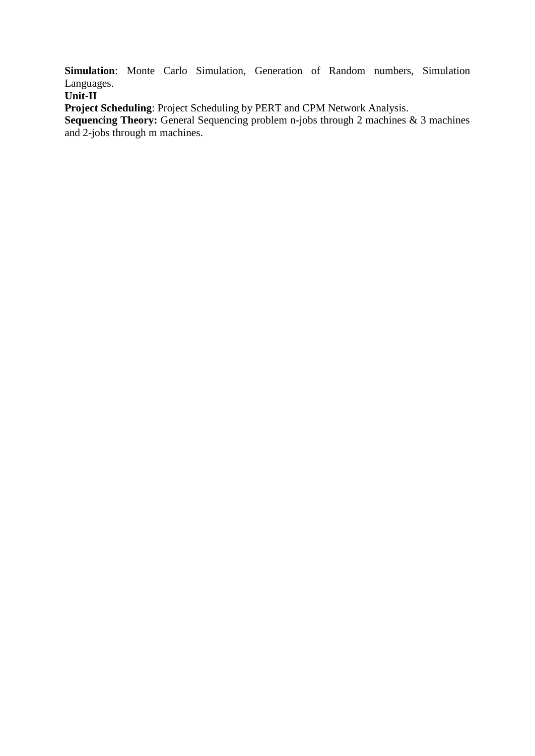**Simulation**: Monte Carlo Simulation, Generation of Random numbers, Simulation Languages.

**Unit-II**

**Project Scheduling**: Project Scheduling by PERT and CPM Network Analysis.

**Sequencing Theory:** General Sequencing problem n-jobs through 2 machines & 3 machines and 2-jobs through m machines.